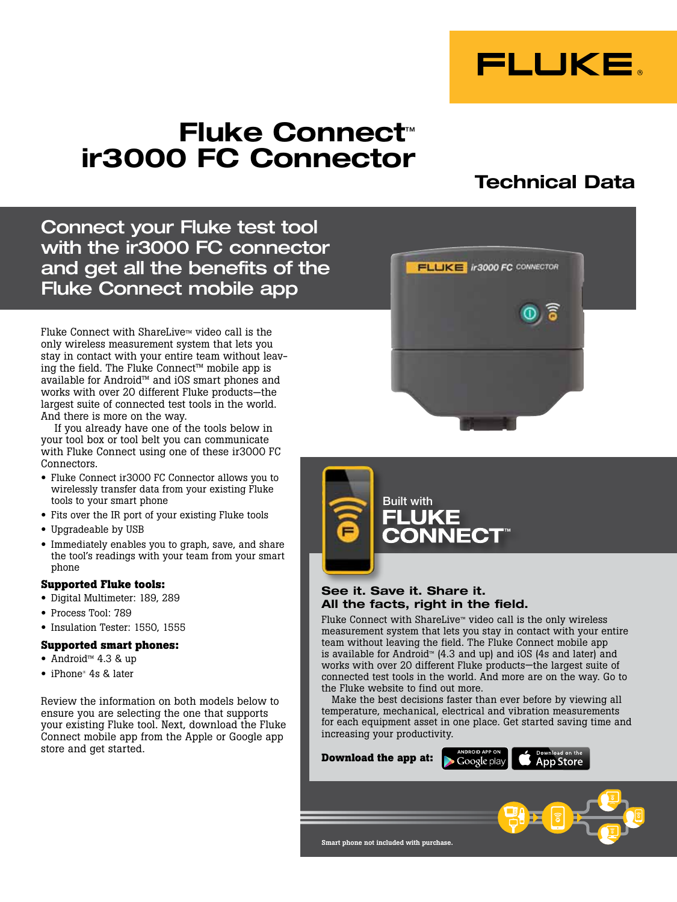# Fluke Connect™ ir3000 FC Connector

## Technical Data

## Connect your Fluke test tool with the ir3000 FC connector and get all the benefits of the Fluke Connect mobile app

Fluke Connect with ShareLive™ video call is the only wireless measurement system that lets you stay in contact with your entire team without leaving the field. The Fluke Connect™ mobile app is available for Android™ and iOS smart phones and works with over 20 different Fluke products—the largest suite of connected test tools in the world. And there is more on the way.

If you already have one of the tools below in your tool box or tool belt you can communicate with Fluke Connect using one of these ir3000 FC Connectors.

- Fluke Connect ir3000 FC Connector allows you to wirelessly transfer data from your existing Fluke tools to your smart phone
- Fits over the IR port of your existing Fluke tools
- Upgradeable by USB
- Immediately enables you to graph, save, and share the tool's readings with your team from your smart phone

**Supported Fluke tools:**

- Digital Multimeter: 189, 289
- Process Tool: 789
- Insulation Tester: 1550, 1555

**Supported smart phones:**

- Android™ 4.3 & up
- iPhone® 4s & later

Review the information on both models below to ensure you are selecting the one that supports your existing Fluke tool. Next, download the Fluke Connect mobile app from the Apple or Google app store and get started.

Built with FLUKE CONNECT™

### See it. Save it. Share it. All the facts, right in the field.

Fluke Connect with ShareLive™ video call is the only wireless measurement system that lets you stay in contact with your entire team without leaving the field. The Fluke Connect mobile app is available for Android™ (4.3 and up) and iOS (4s and later) and works with over 20 different Fluke products—the largest suite of connected test tools in the world. And more are on the way. Go to the Fluke website to find out more.

Make the best decisions faster than ever before by viewing all temperature, mechanical, electrical and vibration measurements for each equipment asset in one place. Get started saving time and increasing your productivity.

**Download the app at:** ANDROID APP ON Google play | Download on the App Store

Smart phone not included with purchase.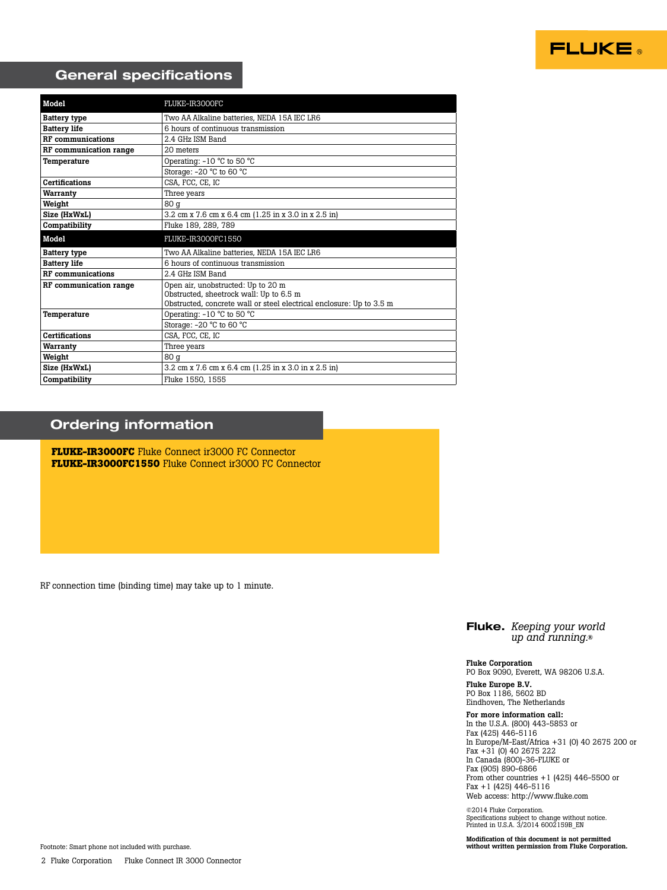## General specifications

| Model | FLUKE-IR3000FC |
|---|---|
| Battery type | Two AA Alkaline batteries, NEDA 15A IEC LR6 |
| Battery life | 6 hours of continuous transmission |
| RF communications | 2.4 GHz ISM Band |
| RF communication range | 20 meters |
| Temperature | Operating: -10 °C to 50 °C |
| | Storage: -20 °C to 60 °C |
| Certifications | CSA, FCC, CE, IC |
| Warranty | Three years |
| Weight | 80 g |
| Size (HxWxL) | 3.2 cm x 7.6 cm x 6.4 cm (1.25 in x 3.0 in x 2.5 in) |
| Compatibility | Fluke 189, 289, 789 |
| **Model** | **FLUKE-IR3000FC1550** |
| Battery type | Two AA Alkaline batteries, NEDA 15A IEC LR6 |
| Battery life | 6 hours of continuous transmission |
| RF communications | 2.4 GHz ISM Band |
| RF communication range | Open air, unobstructed: Up to 20 m<br>Obstructed, sheetrock wall: Up to 6.5 m<br>Obstructed, concrete wall or steel electrical enclosure: Up to 3.5 m |
| Temperature | Operating: -10 °C to 50 °C |
| | Storage: -20 °C to 60 °C |
| Certifications | CSA, FCC, CE, IC |
| Warranty | Three years |
| Weight | 80 g |
| Size (HxWxL) | 3.2 cm x 7.6 cm x 6.4 cm (1.25 in x 3.0 in x 2.5 in) |
| Compatibility | Fluke 1550, 1555 |

## Ordering information

**FLUKE-IR3000FC** Fluke Connect ir3000 FC Connector
**FLUKE-IR3000FC1550** Fluke Connect ir3000 FC Connector

RF connection time (binding time) may take up to 1 minute.

**Fluke.** *Keeping your world up and running.®*

**Fluke Corporation**
PO Box 9090, Everett, WA 98206 U.S.A.

**Fluke Europe B.V.**
PO Box 1186, 5602 BD
Eindhoven, The Netherlands

**For more information call:**
In the U.S.A. (800) 443-5853 or
Fax (425) 446-5116
In Europe/M-East/Africa +31 (0) 40 2675 200 or
Fax +31 (0) 40 2675 222
In Canada (800)-36-FLUKE or
Fax (905) 890-6866
From other countries +1 (425) 446-5500 or
Fax +1 (425) 446-5116
Web access: http://www.fluke.com

©2014 Fluke Corporation.
Specifications subject to change without notice.
Printed in U.S.A. 3/2014 6002159B_EN

**Modification of this document is not permitted without written permission from Fluke Corporation.**

Footnote: Smart phone not included with purchase.